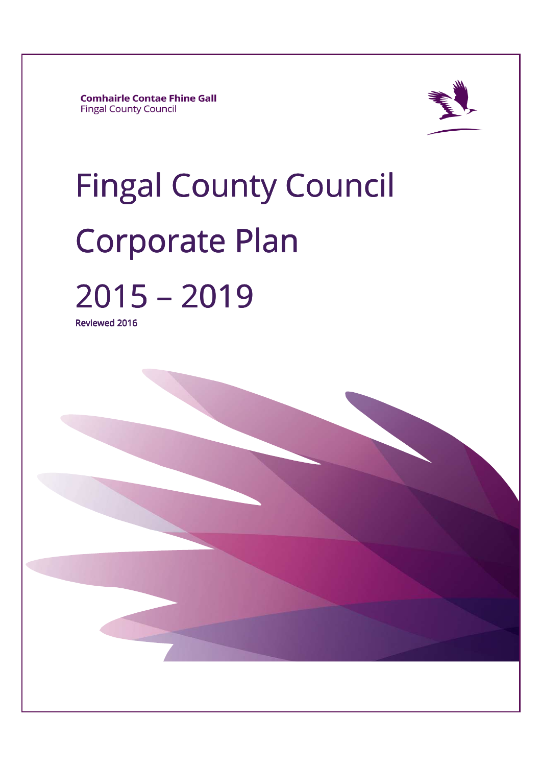**Comhairle Contae Fhine Gall**
Fingal County Council

# Fingal County Council Corporate Plan 2015 – 2019

Reviewed 2016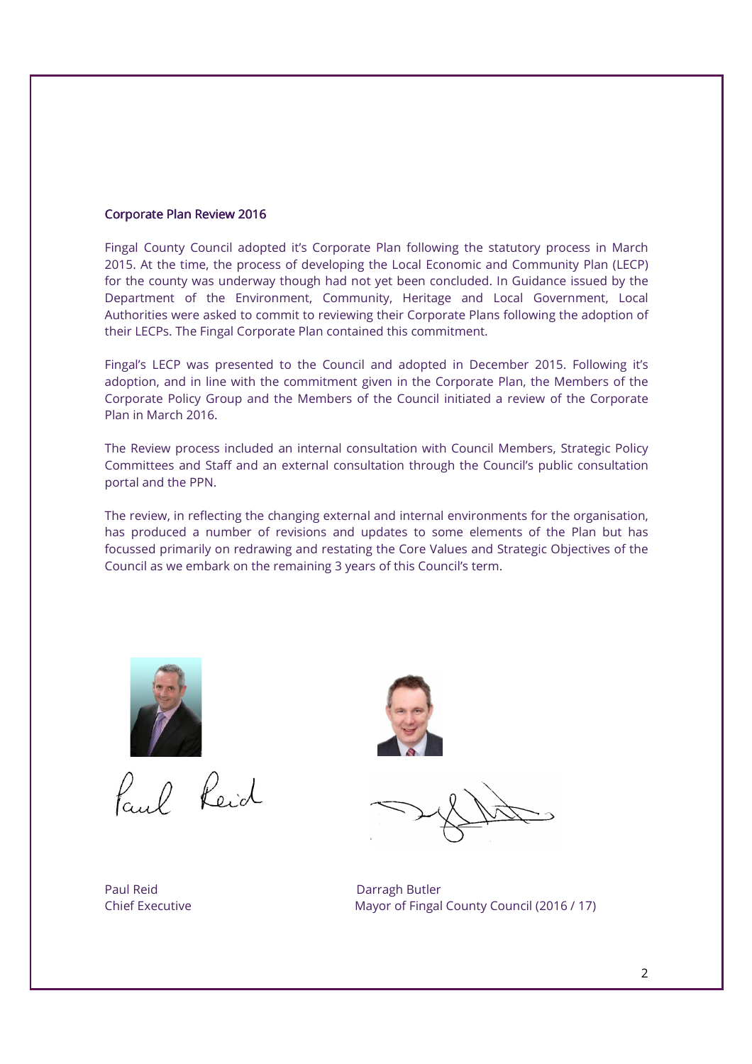## Corporate Plan Review 2016

Fingal County Council adopted it's Corporate Plan following the statutory process in March 2015. At the time, the process of developing the Local Economic and Community Plan (LECP) for the county was underway though had not yet been concluded. In Guidance issued by the Department of the Environment, Community, Heritage and Local Government, Local Authorities were asked to commit to reviewing their Corporate Plans following the adoption of their LECPs. The Fingal Corporate Plan contained this commitment.

Fingal's LECP was presented to the Council and adopted in December 2015. Following it's adoption, and in line with the commitment given in the Corporate Plan, the Members of the Corporate Policy Group and the Members of the Council initiated a review of the Corporate Plan in March 2016.

The Review process included an internal consultation with Council Members, Strategic Policy Committees and Staff and an external consultation through the Council's public consultation portal and the PPN.

The review, in reflecting the changing external and internal environments for the organisation, has produced a number of revisions and updates to some elements of the Plan but has focussed primarily on redrawing and restating the Core Values and Strategic Objectives of the Council as we embark on the remaining 3 years of this Council's term.

Paul Reid
Chief Executive

Darragh Butler
Mayor of Fingal County Council (2016 / 17)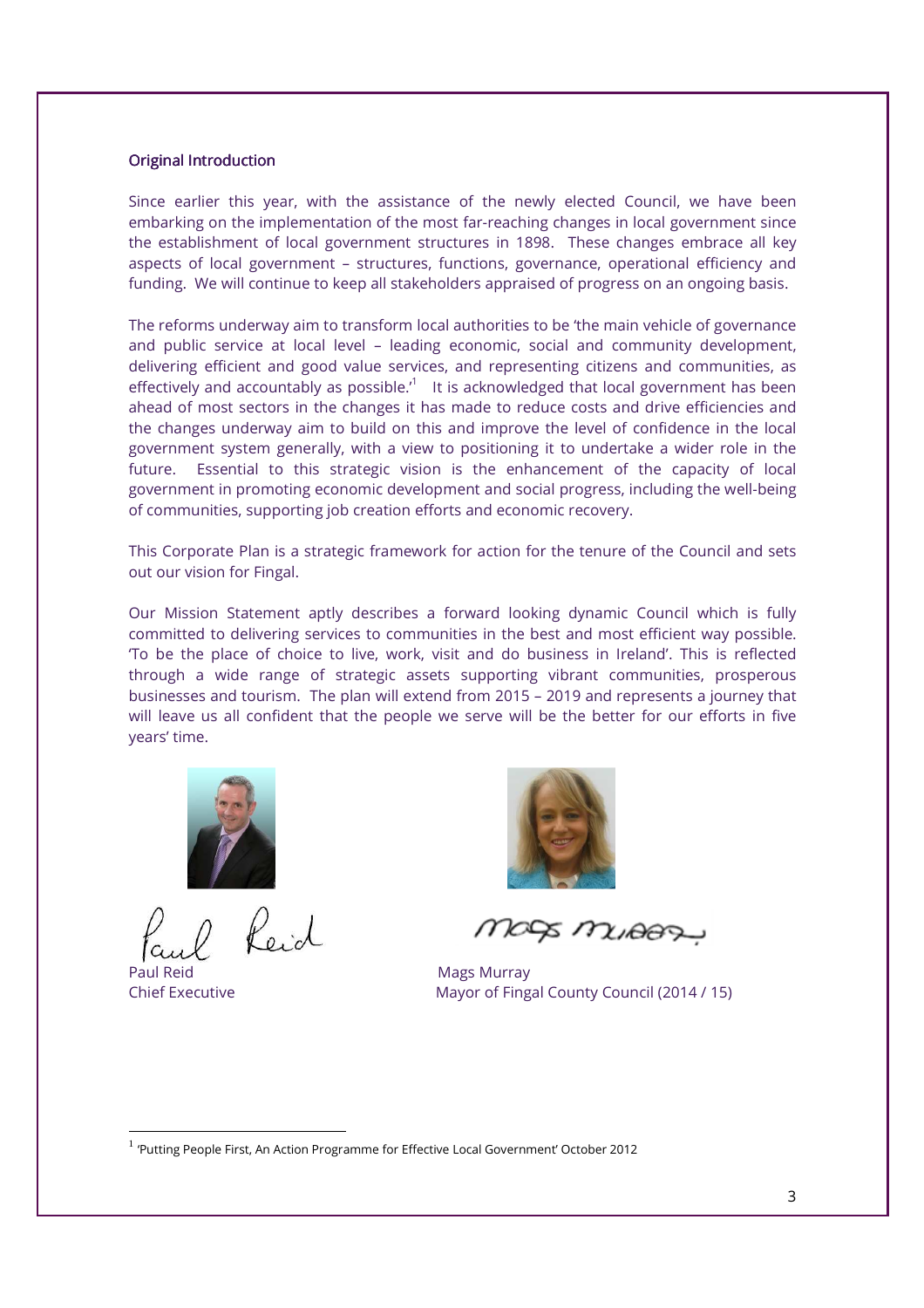## Original Introduction

Since earlier this year, with the assistance of the newly elected Council, we have been embarking on the implementation of the most far-reaching changes in local government since the establishment of local government structures in 1898. These changes embrace all key aspects of local government – structures, functions, governance, operational efficiency and funding. We will continue to keep all stakeholders appraised of progress on an ongoing basis.

The reforms underway aim to transform local authorities to be 'the main vehicle of governance and public service at local level – leading economic, social and community development, delivering efficient and good value services, and representing citizens and communities, as effectively and accountably as possible.'[1] It is acknowledged that local government has been ahead of most sectors in the changes it has made to reduce costs and drive efficiencies and the changes underway aim to build on this and improve the level of confidence in the local government system generally, with a view to positioning it to undertake a wider role in the future. Essential to this strategic vision is the enhancement of the capacity of local government in promoting economic development and social progress, including the well-being of communities, supporting job creation efforts and economic recovery.

This Corporate Plan is a strategic framework for action for the tenure of the Council and sets out our vision for Fingal.

Our Mission Statement aptly describes a forward looking dynamic Council which is fully committed to delivering services to communities in the best and most efficient way possible. 'To be the place of choice to live, work, visit and do business in Ireland'. This is reflected through a wide range of strategic assets supporting vibrant communities, prosperous businesses and tourism. The plan will extend from 2015 – 2019 and represents a journey that will leave us all confident that the people we serve will be the better for our efforts in five years' time.

Paul Reid
Chief Executive

Mags Murray
Mayor of Fingal County Council (2014 / 15)

[1] 'Putting People First, An Action Programme for Effective Local Government' October 2012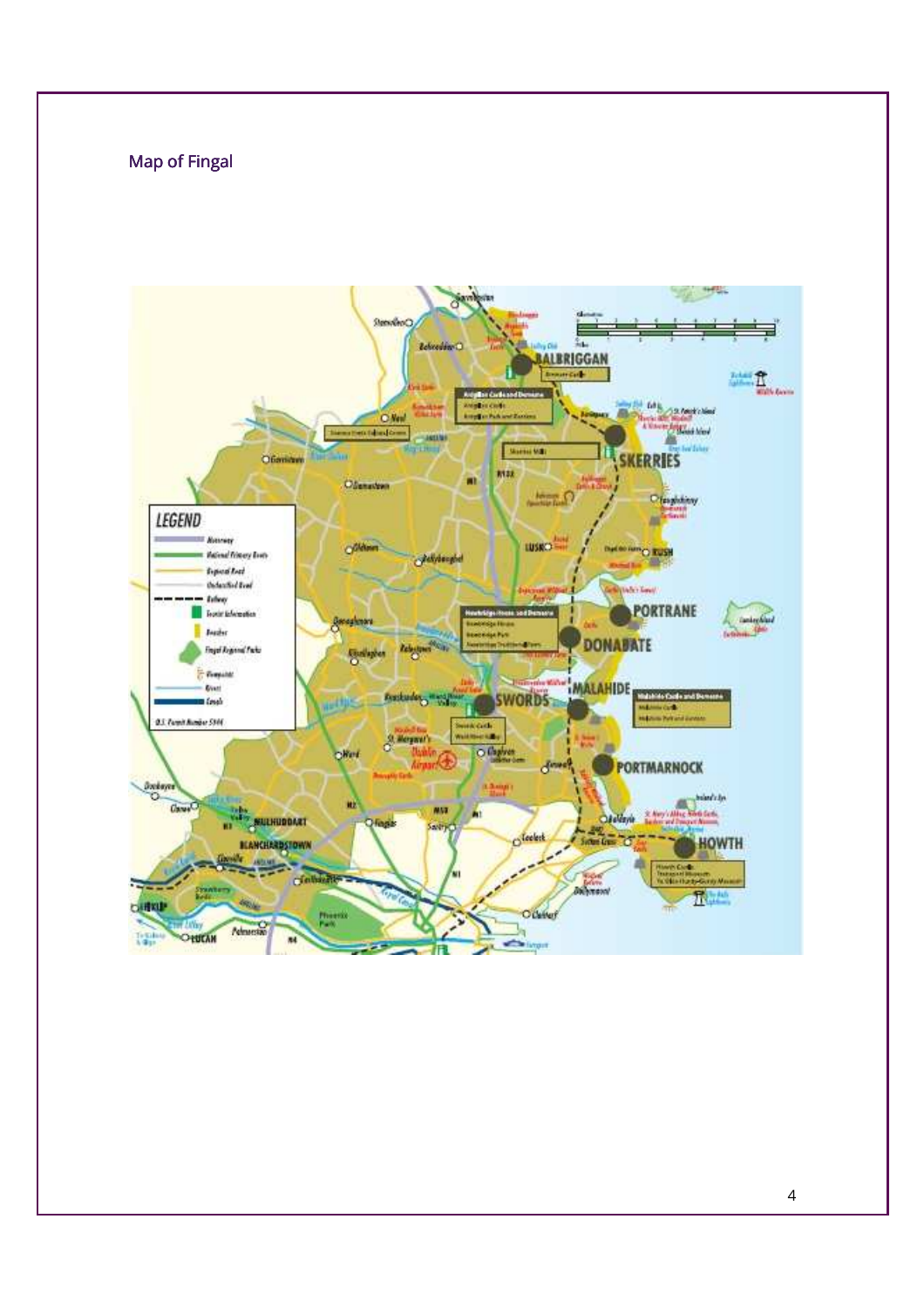Map of Fingal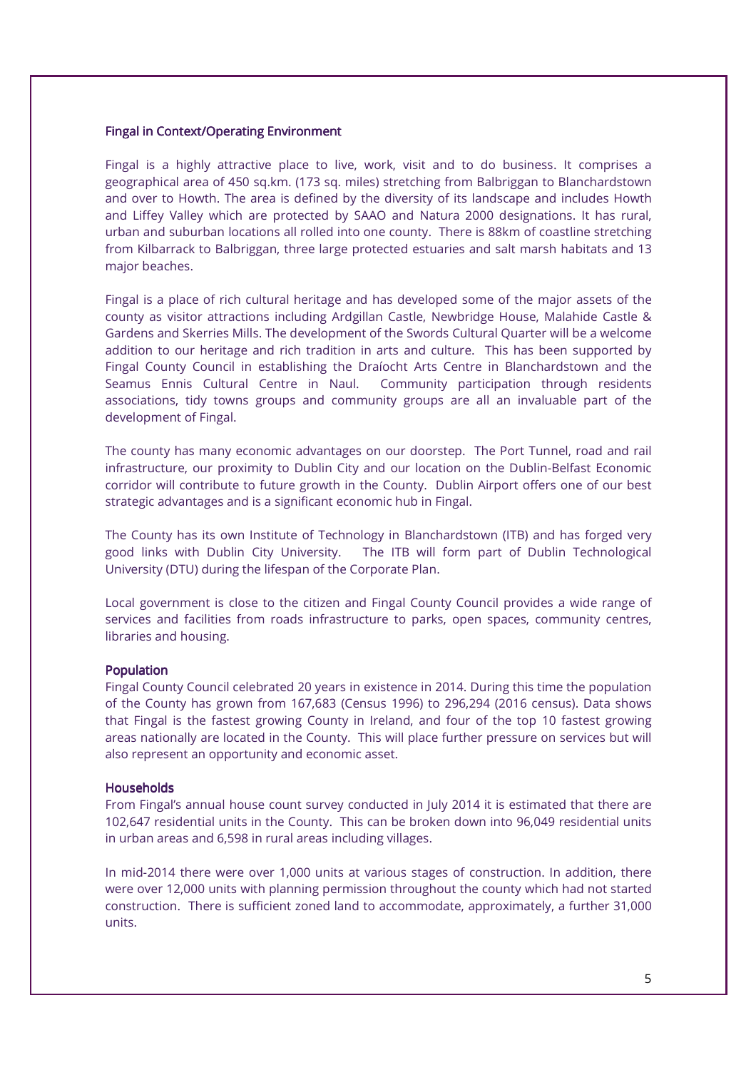## Fingal in Context/Operating Environment

Fingal is a highly attractive place to live, work, visit and to do business. It comprises a geographical area of 450 sq.km. (173 sq. miles) stretching from Balbriggan to Blanchardstown and over to Howth. The area is defined by the diversity of its landscape and includes Howth and Liffey Valley which are protected by SAAO and Natura 2000 designations. It has rural, urban and suburban locations all rolled into one county. There is 88km of coastline stretching from Kilbarrack to Balbriggan, three large protected estuaries and salt marsh habitats and 13 major beaches.

Fingal is a place of rich cultural heritage and has developed some of the major assets of the county as visitor attractions including Ardgillan Castle, Newbridge House, Malahide Castle & Gardens and Skerries Mills. The development of the Swords Cultural Quarter will be a welcome addition to our heritage and rich tradition in arts and culture. This has been supported by Fingal County Council in establishing the Draíocht Arts Centre in Blanchardstown and the Seamus Ennis Cultural Centre in Naul. Community participation through residents associations, tidy towns groups and community groups are all an invaluable part of the development of Fingal.

The county has many economic advantages on our doorstep. The Port Tunnel, road and rail infrastructure, our proximity to Dublin City and our location on the Dublin-Belfast Economic corridor will contribute to future growth in the County. Dublin Airport offers one of our best strategic advantages and is a significant economic hub in Fingal.

The County has its own Institute of Technology in Blanchardstown (ITB) and has forged very good links with Dublin City University. The ITB will form part of Dublin Technological University (DTU) during the lifespan of the Corporate Plan.

Local government is close to the citizen and Fingal County Council provides a wide range of services and facilities from roads infrastructure to parks, open spaces, community centres, libraries and housing.

## Population

Fingal County Council celebrated 20 years in existence in 2014. During this time the population of the County has grown from 167,683 (Census 1996) to 296,294 (2016 census). Data shows that Fingal is the fastest growing County in Ireland, and four of the top 10 fastest growing areas nationally are located in the County. This will place further pressure on services but will also represent an opportunity and economic asset.

## Households

From Fingal's annual house count survey conducted in July 2014 it is estimated that there are 102,647 residential units in the County. This can be broken down into 96,049 residential units in urban areas and 6,598 in rural areas including villages.

In mid-2014 there were over 1,000 units at various stages of construction. In addition, there were over 12,000 units with planning permission throughout the county which had not started construction. There is sufficient zoned land to accommodate, approximately, a further 31,000 units.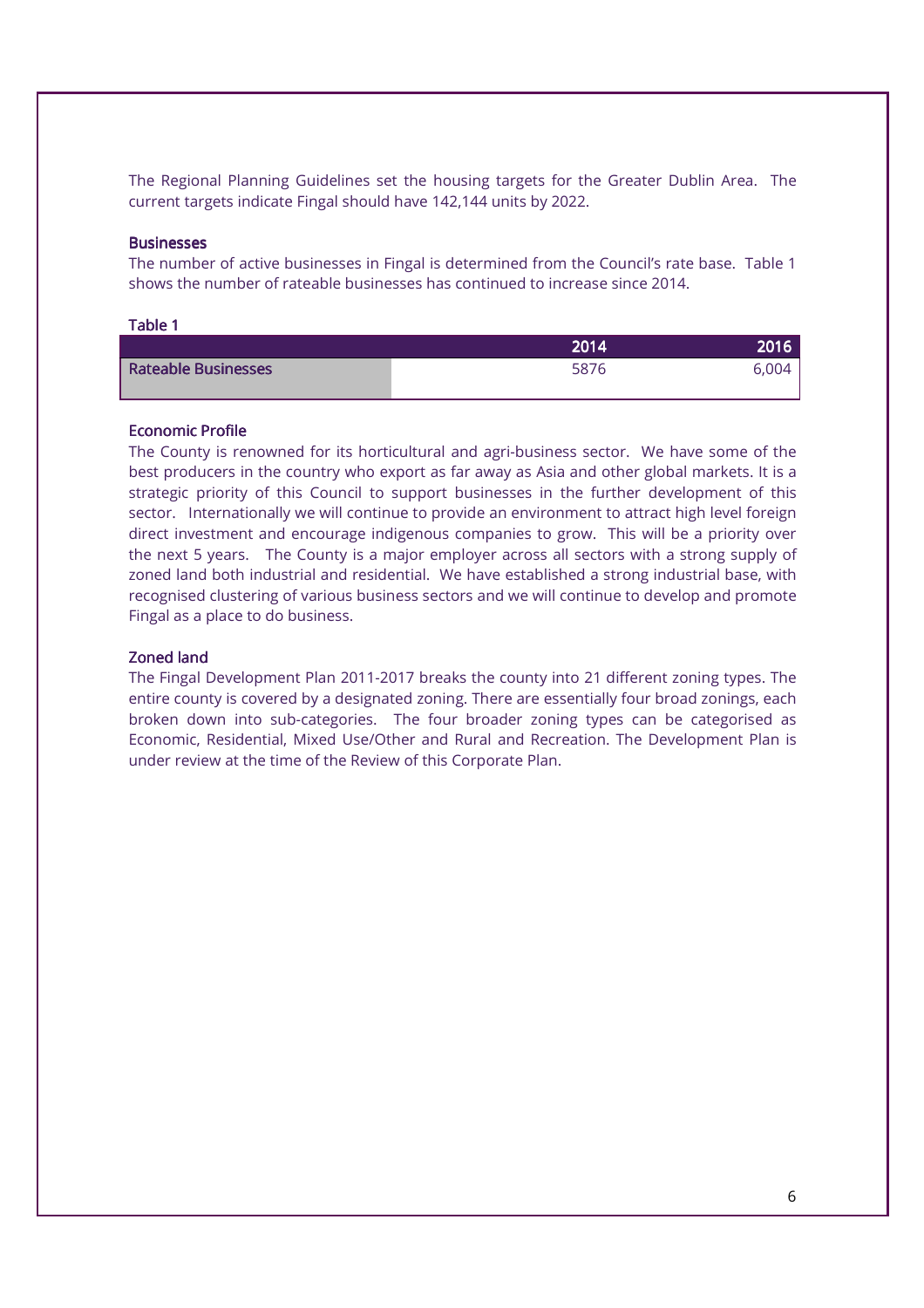The Regional Planning Guidelines set the housing targets for the Greater Dublin Area. The current targets indicate Fingal should have 142,144 units by 2022.

### Businesses

The number of active businesses in Fingal is determined from the Council's rate base. Table 1 shows the number of rateable businesses has continued to increase since 2014.

**Table 1**

| | 2014 | 2016 |
|---|---|---|
| Rateable Businesses | 5876 | 6,004 |

### Economic Profile

The County is renowned for its horticultural and agri-business sector. We have some of the best producers in the country who export as far away as Asia and other global markets. It is a strategic priority of this Council to support businesses in the further development of this sector. Internationally we will continue to provide an environment to attract high level foreign direct investment and encourage indigenous companies to grow. This will be a priority over the next 5 years. The County is a major employer across all sectors with a strong supply of zoned land both industrial and residential. We have established a strong industrial base, with recognised clustering of various business sectors and we will continue to develop and promote Fingal as a place to do business.

### Zoned land

The Fingal Development Plan 2011-2017 breaks the county into 21 different zoning types. The entire county is covered by a designated zoning. There are essentially four broad zonings, each broken down into sub-categories. The four broader zoning types can be categorised as Economic, Residential, Mixed Use/Other and Rural and Recreation. The Development Plan is under review at the time of the Review of this Corporate Plan.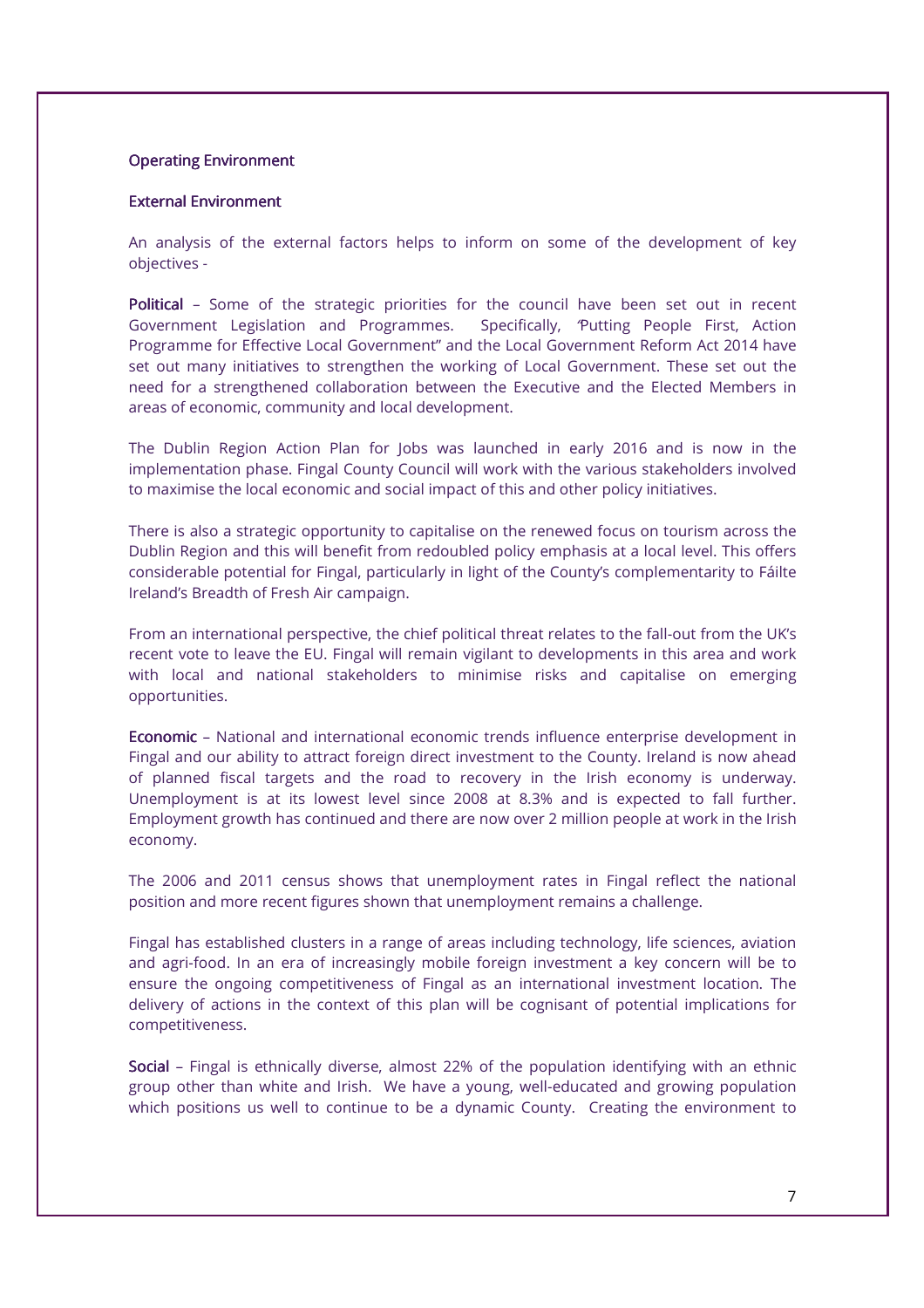## Operating Environment

### External Environment

An analysis of the external factors helps to inform on some of the development of key objectives -

**Political** – Some of the strategic priorities for the council have been set out in recent Government Legislation and Programmes. Specifically, "Putting People First, Action Programme for Effective Local Government" and the Local Government Reform Act 2014 have set out many initiatives to strengthen the working of Local Government. These set out the need for a strengthened collaboration between the Executive and the Elected Members in areas of economic, community and local development.

The Dublin Region Action Plan for Jobs was launched in early 2016 and is now in the implementation phase. Fingal County Council will work with the various stakeholders involved to maximise the local economic and social impact of this and other policy initiatives.

There is also a strategic opportunity to capitalise on the renewed focus on tourism across the Dublin Region and this will benefit from redoubled policy emphasis at a local level. This offers considerable potential for Fingal, particularly in light of the County's complementarity to Fáilte Ireland's Breadth of Fresh Air campaign.

From an international perspective, the chief political threat relates to the fall-out from the UK's recent vote to leave the EU. Fingal will remain vigilant to developments in this area and work with local and national stakeholders to minimise risks and capitalise on emerging opportunities.

**Economic** – National and international economic trends influence enterprise development in Fingal and our ability to attract foreign direct investment to the County. Ireland is now ahead of planned fiscal targets and the road to recovery in the Irish economy is underway. Unemployment is at its lowest level since 2008 at 8.3% and is expected to fall further. Employment growth has continued and there are now over 2 million people at work in the Irish economy.

The 2006 and 2011 census shows that unemployment rates in Fingal reflect the national position and more recent figures shown that unemployment remains a challenge.

Fingal has established clusters in a range of areas including technology, life sciences, aviation and agri-food. In an era of increasingly mobile foreign investment a key concern will be to ensure the ongoing competitiveness of Fingal as an international investment location. The delivery of actions in the context of this plan will be cognisant of potential implications for competitiveness.

**Social** – Fingal is ethnically diverse, almost 22% of the population identifying with an ethnic group other than white and Irish. We have a young, well-educated and growing population which positions us well to continue to be a dynamic County. Creating the environment to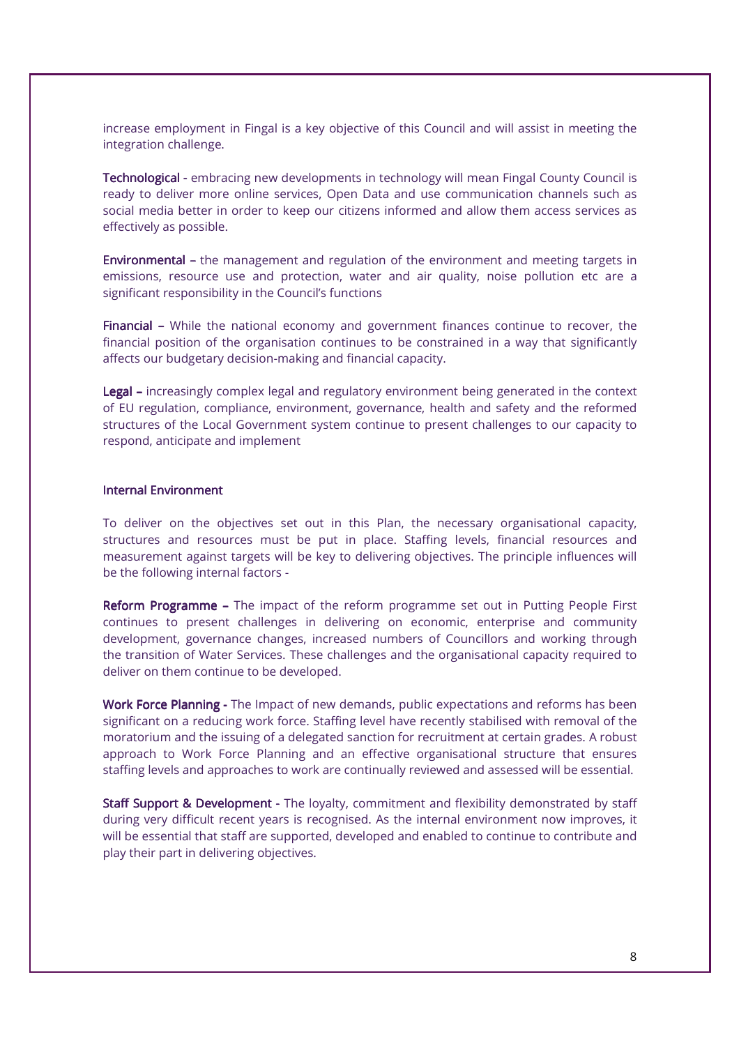increase employment in Fingal is a key objective of this Council and will assist in meeting the integration challenge.

**Technological** - embracing new developments in technology will mean Fingal County Council is ready to deliver more online services, Open Data and use communication channels such as social media better in order to keep our citizens informed and allow them access services as effectively as possible.

**Environmental** – the management and regulation of the environment and meeting targets in emissions, resource use and protection, water and air quality, noise pollution etc are a significant responsibility in the Council's functions

**Financial** – While the national economy and government finances continue to recover, the financial position of the organisation continues to be constrained in a way that significantly affects our budgetary decision-making and financial capacity.

**Legal** – increasingly complex legal and regulatory environment being generated in the context of EU regulation, compliance, environment, governance, health and safety and the reformed structures of the Local Government system continue to present challenges to our capacity to respond, anticipate and implement

### Internal Environment

To deliver on the objectives set out in this Plan, the necessary organisational capacity, structures and resources must be put in place. Staffing levels, financial resources and measurement against targets will be key to delivering objectives. The principle influences will be the following internal factors -

**Reform Programme** – The impact of the reform programme set out in Putting People First continues to present challenges in delivering on economic, enterprise and community development, governance changes, increased numbers of Councillors and working through the transition of Water Services. These challenges and the organisational capacity required to deliver on them continue to be developed.

**Work Force Planning** - The Impact of new demands, public expectations and reforms has been significant on a reducing work force. Staffing level have recently stabilised with removal of the moratorium and the issuing of a delegated sanction for recruitment at certain grades. A robust approach to Work Force Planning and an effective organisational structure that ensures staffing levels and approaches to work are continually reviewed and assessed will be essential.

**Staff Support & Development** - The loyalty, commitment and flexibility demonstrated by staff during very difficult recent years is recognised. As the internal environment now improves, it will be essential that staff are supported, developed and enabled to continue to contribute and play their part in delivering objectives.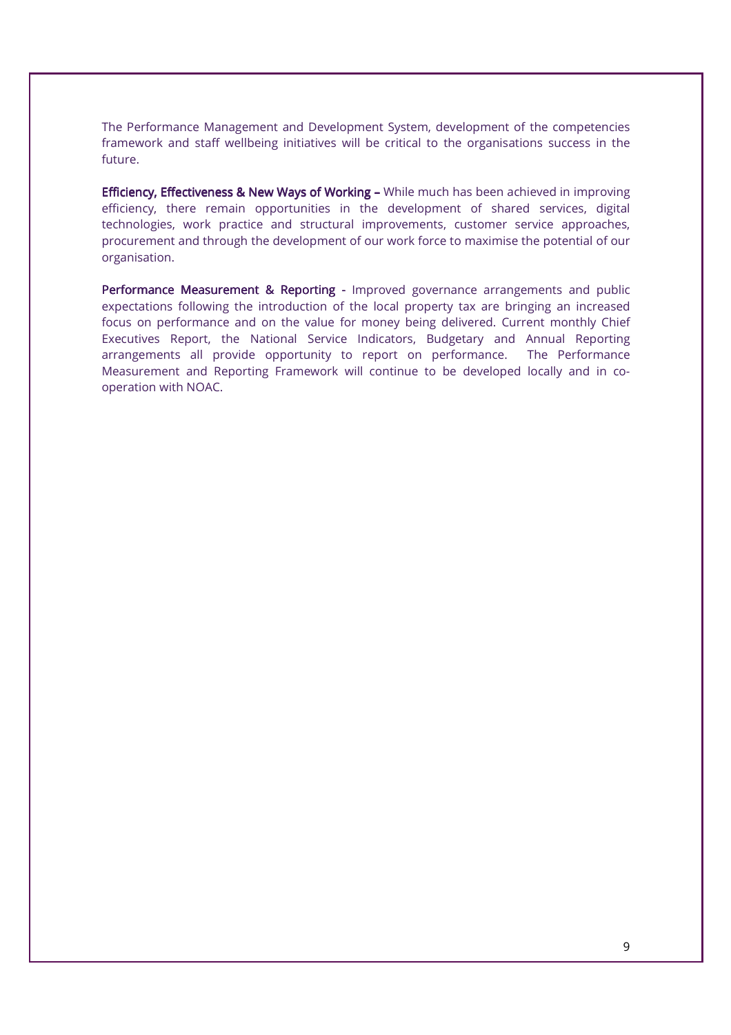The Performance Management and Development System, development of the competencies framework and staff wellbeing initiatives will be critical to the organisations success in the future.

**Efficiency, Effectiveness & New Ways of Working –** While much has been achieved in improving efficiency, there remain opportunities in the development of shared services, digital technologies, work practice and structural improvements, customer service approaches, procurement and through the development of our work force to maximise the potential of our organisation.

**Performance Measurement & Reporting -** Improved governance arrangements and public expectations following the introduction of the local property tax are bringing an increased focus on performance and on the value for money being delivered. Current monthly Chief Executives Report, the National Service Indicators, Budgetary and Annual Reporting arrangements all provide opportunity to report on performance. The Performance Measurement and Reporting Framework will continue to be developed locally and in co-operation with NOAC.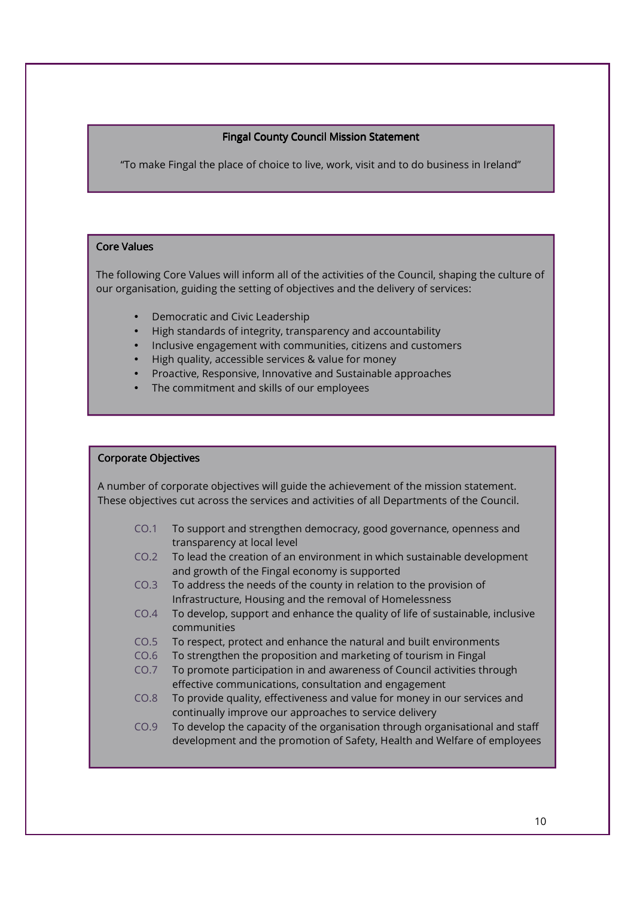## Fingal County Council Mission Statement

"To make Fingal the place of choice to live, work, visit and to do business in Ireland"

## Core Values

The following Core Values will inform all of the activities of the Council, shaping the culture of our organisation, guiding the setting of objectives and the delivery of services:

- Democratic and Civic Leadership
- High standards of integrity, transparency and accountability
- Inclusive engagement with communities, citizens and customers
- High quality, accessible services & value for money
- Proactive, Responsive, Innovative and Sustainable approaches
- The commitment and skills of our employees

## Corporate Objectives

A number of corporate objectives will guide the achievement of the mission statement. These objectives cut across the services and activities of all Departments of the Council.

- CO.1 To support and strengthen democracy, good governance, openness and transparency at local level
- CO.2 To lead the creation of an environment in which sustainable development and growth of the Fingal economy is supported
- CO.3 To address the needs of the county in relation to the provision of Infrastructure, Housing and the removal of Homelessness
- CO.4 To develop, support and enhance the quality of life of sustainable, inclusive communities
- CO.5 To respect, protect and enhance the natural and built environments
- CO.6 To strengthen the proposition and marketing of tourism in Fingal
- CO.7 To promote participation in and awareness of Council activities through effective communications, consultation and engagement
- CO.8 To provide quality, effectiveness and value for money in our services and continually improve our approaches to service delivery
- CO.9 To develop the capacity of the organisation through organisational and staff development and the promotion of Safety, Health and Welfare of employees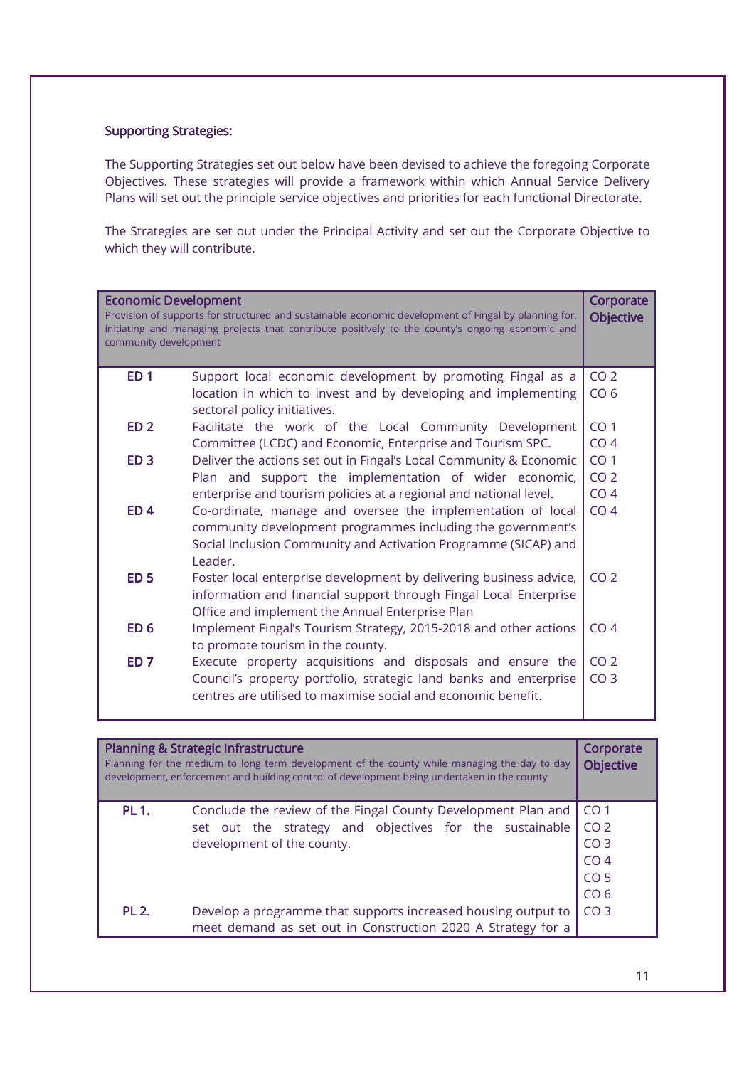### Supporting Strategies:

The Supporting Strategies set out below have been devised to achieve the foregoing Corporate Objectives. These strategies will provide a framework within which Annual Service Delivery Plans will set out the principle service objectives and priorities for each functional Directorate.

The Strategies are set out under the Principal Activity and set out the Corporate Objective to which they will contribute.

| **Economic Development**<br>Provision of supports for structured and sustainable economic development of Fingal by planning for, initiating and managing projects that contribute positively to the county's ongoing economic and community development | | **Corporate Objective** |
|---|---|---|
| **ED 1** | Support local economic development by promoting Fingal as a location in which to invest and by developing and implementing sectoral policy initiatives. | CO 2<br>CO 6 |
| **ED 2** | Facilitate the work of the Local Community Development Committee (LCDC) and Economic, Enterprise and Tourism SPC. | CO 1<br>CO 4 |
| **ED 3** | Deliver the actions set out in Fingal's Local Community & Economic Plan and support the implementation of wider economic, enterprise and tourism policies at a regional and national level. | CO 1<br>CO 2<br>CO 4 |
| **ED 4** | Co-ordinate, manage and oversee the implementation of local community development programmes including the government's Social Inclusion Community and Activation Programme (SICAP) and Leader. | CO 4 |
| **ED 5** | Foster local enterprise development by delivering business advice, information and financial support through Fingal Local Enterprise Office and implement the Annual Enterprise Plan | CO 2 |
| **ED 6** | Implement Fingal's Tourism Strategy, 2015-2018 and other actions to promote tourism in the county. | CO 4 |
| **ED 7** | Execute property acquisitions and disposals and ensure the Council's property portfolio, strategic land banks and enterprise centres are utilised to maximise social and economic benefit. | CO 2<br>CO 3 |

| **Planning & Strategic Infrastructure**<br>Planning for the medium to long term development of the county while managing the day to day development, enforcement and building control of development being undertaken in the county | | **Corporate Objective** |
|---|---|---|
| **PL 1.** | Conclude the review of the Fingal County Development Plan and set out the strategy and objectives for the sustainable development of the county. | CO 1<br>CO 2<br>CO 3<br>CO 4<br>CO 5<br>CO 6 |
| **PL 2.** | Develop a programme that supports increased housing output to meet demand as set out in Construction 2020 A Strategy for a | CO 3 |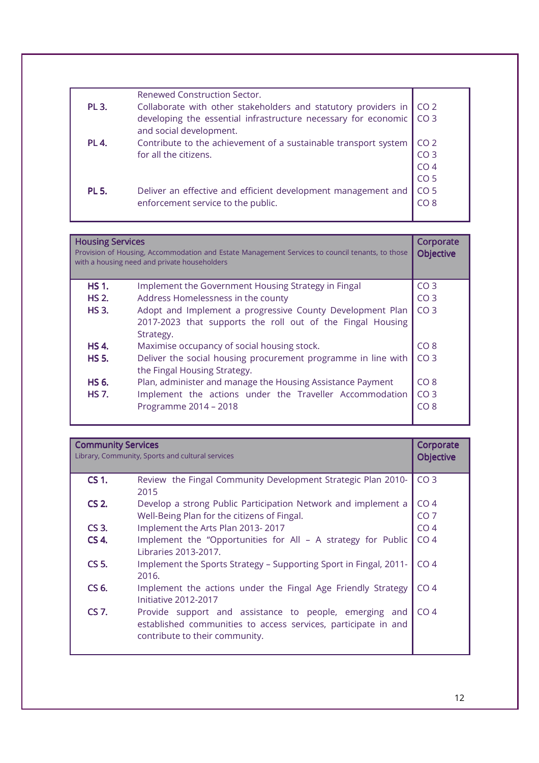| | | |
|---|---|---|
| | Renewed Construction Sector. | |
| **PL 3.** | Collaborate with other stakeholders and statutory providers in developing the essential infrastructure necessary for economic and social development. | CO 2<br>CO 3 |
| **PL 4.** | Contribute to the achievement of a sustainable transport system for all the citizens. | CO 2<br>CO 3<br>CO 4<br>CO 5 |
| **PL 5.** | Deliver an effective and efficient development management and enforcement service to the public. | CO 5<br>CO 8 |

| **Housing Services**<br>Provision of Housing, Accommodation and Estate Management Services to council tenants, to those with a housing need and private householders | | **Corporate Objective** |
|---|---|---|
| **HS 1.** | Implement the Government Housing Strategy in Fingal | CO 3 |
| **HS 2.** | Address Homelessness in the county | CO 3 |
| **HS 3.** | Adopt and Implement a progressive County Development Plan 2017-2023 that supports the roll out of the Fingal Housing Strategy. | CO 3 |
| **HS 4.** | Maximise occupancy of social housing stock. | CO 8 |
| **HS 5.** | Deliver the social housing procurement programme in line with the Fingal Housing Strategy. | CO 3 |
| **HS 6.** | Plan, administer and manage the Housing Assistance Payment | CO 8 |
| **HS 7.** | Implement the actions under the Traveller Accommodation Programme 2014 – 2018 | CO 3<br>CO 8 |

| **Community Services**<br>Library, Community, Sports and cultural services | | **Corporate Objective** |
|---|---|---|
| **CS 1.** | Review the Fingal Community Development Strategic Plan 2010-2015 | CO 3 |
| **CS 2.** | Develop a strong Public Participation Network and implement a Well-Being Plan for the citizens of Fingal. | CO 4<br>CO 7 |
| **CS 3.** | Implement the Arts Plan 2013- 2017 | CO 4 |
| **CS 4.** | Implement the “Opportunities for All – A strategy for Public Libraries 2013-2017. | CO 4 |
| **CS 5.** | Implement the Sports Strategy – Supporting Sport in Fingal, 2011-2016. | CO 4 |
| **CS 6.** | Implement the actions under the Fingal Age Friendly Strategy Initiative 2012-2017 | CO 4 |
| **CS 7.** | Provide support and assistance to people, emerging and established communities to access services, participate in and contribute to their community. | CO 4 |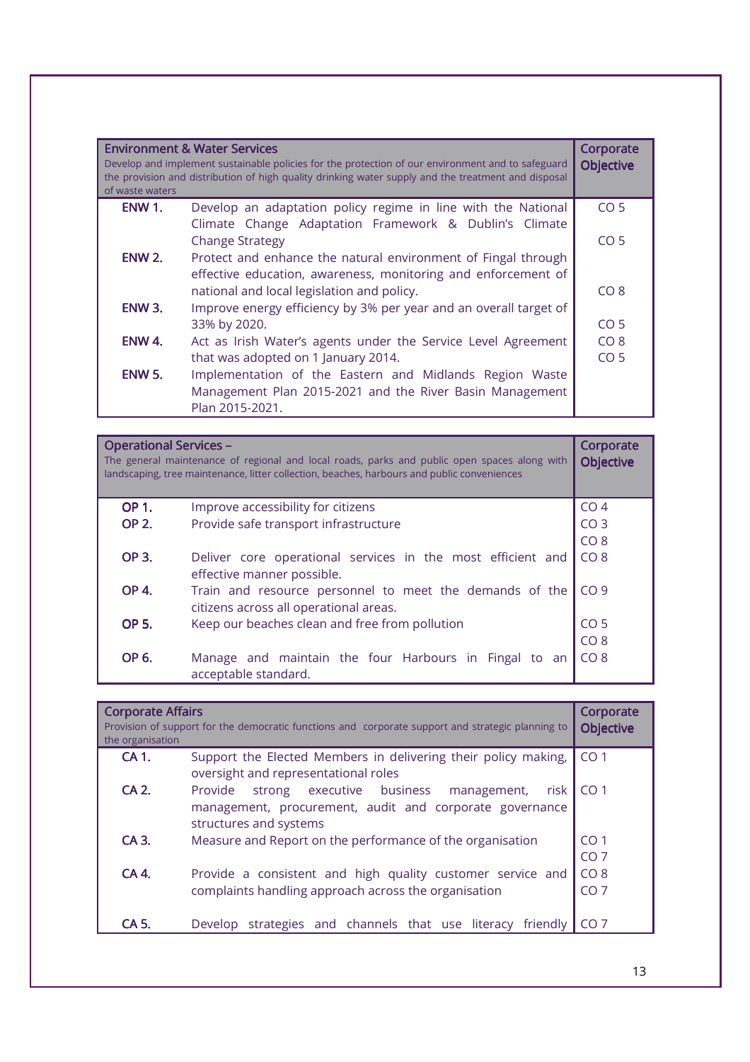| Environment & Water Services<br>Develop and implement sustainable policies for the protection of our environment and to safeguard the provision and distribution of high quality drinking water supply and the treatment and disposal of waste waters | | Corporate Objective |
|---|---|---|
| **ENW 1.** | Develop an adaptation policy regime in line with the National Climate Change Adaptation Framework & Dublin's Climate Change Strategy | CO 5<br>CO 5 |
| **ENW 2.** | Protect and enhance the natural environment of Fingal through effective education, awareness, monitoring and enforcement of national and local legislation and policy. | CO 8 |
| **ENW 3.** | Improve energy efficiency by 3% per year and an overall target of 33% by 2020. | CO 5 |
| **ENW 4.** | Act as Irish Water's agents under the Service Level Agreement that was adopted on 1 January 2014. | CO 8<br>CO 5 |
| **ENW 5.** | Implementation of the Eastern and Midlands Region Waste Management Plan 2015-2021 and the River Basin Management Plan 2015-2021. | |

| Operational Services –<br>The general maintenance of regional and local roads, parks and public open spaces along with landscaping, tree maintenance, litter collection, beaches, harbours and public conveniences | | Corporate Objective |
|---|---|---|
| **OP 1.** | Improve accessibility for citizens | CO 4 |
| **OP 2.** | Provide safe transport infrastructure | CO 3<br>CO 8 |
| **OP 3.** | Deliver core operational services in the most efficient and effective manner possible. | CO 8 |
| **OP 4.** | Train and resource personnel to meet the demands of the citizens across all operational areas. | CO 9 |
| **OP 5.** | Keep our beaches clean and free from pollution | CO 5<br>CO 8 |
| **OP 6.** | Manage and maintain the four Harbours in Fingal to an acceptable standard. | CO 8 |

| Corporate Affairs<br>Provision of support for the democratic functions and corporate support and strategic planning to the organisation | | Corporate Objective |
|---|---|---|
| **CA 1.** | Support the Elected Members in delivering their policy making, oversight and representational roles | CO 1 |
| **CA 2.** | Provide strong executive business management, risk management, procurement, audit and corporate governance structures and systems | CO 1 |
| **CA 3.** | Measure and Report on the performance of the organisation | CO 1<br>CO 7 |
| **CA 4.** | Provide a consistent and high quality customer service and complaints handling approach across the organisation | CO 8<br>CO 7 |
| **CA 5.** | Develop strategies and channels that use literacy friendly | CO 7 |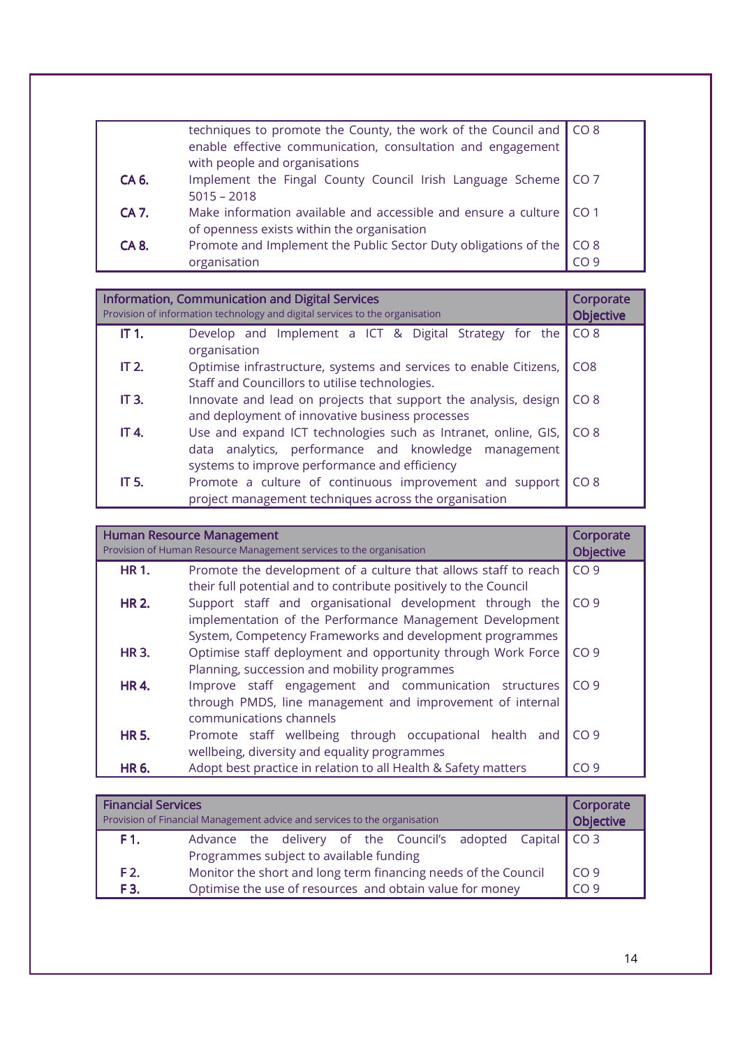| | | |
|---|---|---|
| | techniques to promote the County, the work of the Council and enable effective communication, consultation and engagement with people and organisations | CO 8 |
| **CA 6.** | Implement the Fingal County Council Irish Language Scheme 5015 – 2018 | CO 7 |
| **CA 7.** | Make information available and accessible and ensure a culture of openness exists within the organisation | CO 1 |
| **CA 8.** | Promote and Implement the Public Sector Duty obligations of the organisation | CO 8<br>CO 9 |

| **Information, Communication and Digital Services**<br>Provision of information technology and digital services to the organisation | | **Corporate Objective** |
|---|---|---|
| **IT 1.** | Develop and Implement a ICT & Digital Strategy for the organisation | CO 8 |
| **IT 2.** | Optimise infrastructure, systems and services to enable Citizens, Staff and Councillors to utilise technologies. | CO8 |
| **IT 3.** | Innovate and lead on projects that support the analysis, design and deployment of innovative business processes | CO 8 |
| **IT 4.** | Use and expand ICT technologies such as Intranet, online, GIS, data analytics, performance and knowledge management systems to improve performance and efficiency | CO 8 |
| **IT 5.** | Promote a culture of continuous improvement and support project management techniques across the organisation | CO 8 |

| **Human Resource Management**<br>Provision of Human Resource Management services to the organisation | | **Corporate Objective** |
|---|---|---|
| **HR 1.** | Promote the development of a culture that allows staff to reach their full potential and to contribute positively to the Council | CO 9 |
| **HR 2.** | Support staff and organisational development through the implementation of the Performance Management Development System, Competency Frameworks and development programmes | CO 9 |
| **HR 3.** | Optimise staff deployment and opportunity through Work Force Planning, succession and mobility programmes | CO 9 |
| **HR 4.** | Improve staff engagement and communication structures through PMDS, line management and improvement of internal communications channels | CO 9 |
| **HR 5.** | Promote staff wellbeing through occupational health and wellbeing, diversity and equality programmes | CO 9 |
| **HR 6.** | Adopt best practice in relation to all Health & Safety matters | CO 9 |

| **Financial Services**<br>Provision of Financial Management advice and services to the organisation | | **Corporate Objective** |
|---|---|---|
| **F 1.** | Advance the delivery of the Council's adopted Capital Programmes subject to available funding | CO 3 |
| **F 2.** | Monitor the short and long term financing needs of the Council | CO 9 |
| **F 3.** | Optimise the use of resources and obtain value for money | CO 9 |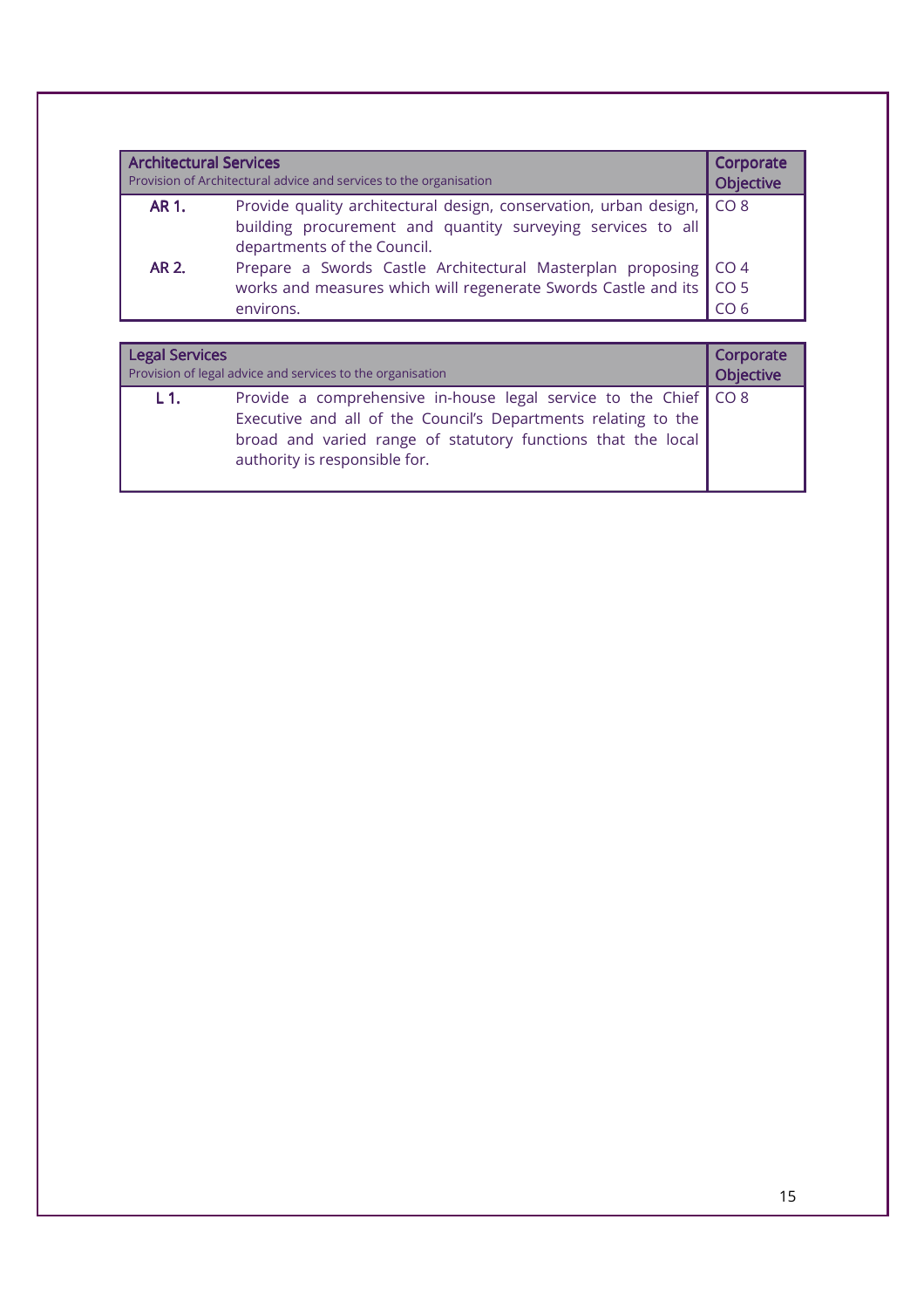| **Architectural Services**<br>Provision of Architectural advice and services to the organisation | | **Corporate Objective** |
|---|---|---|
| **AR 1.** | Provide quality architectural design, conservation, urban design, building procurement and quantity surveying services to all departments of the Council. | CO 8 |
| **AR 2.** | Prepare a Swords Castle Architectural Masterplan proposing works and measures which will regenerate Swords Castle and its environs. | CO 4<br>CO 5<br>CO 6 |

| **Legal Services**<br>Provision of legal advice and services to the organisation | | **Corporate Objective** |
|---|---|---|
| **L 1.** | Provide a comprehensive in-house legal service to the Chief Executive and all of the Council's Departments relating to the broad and varied range of statutory functions that the local authority is responsible for. | CO 8 |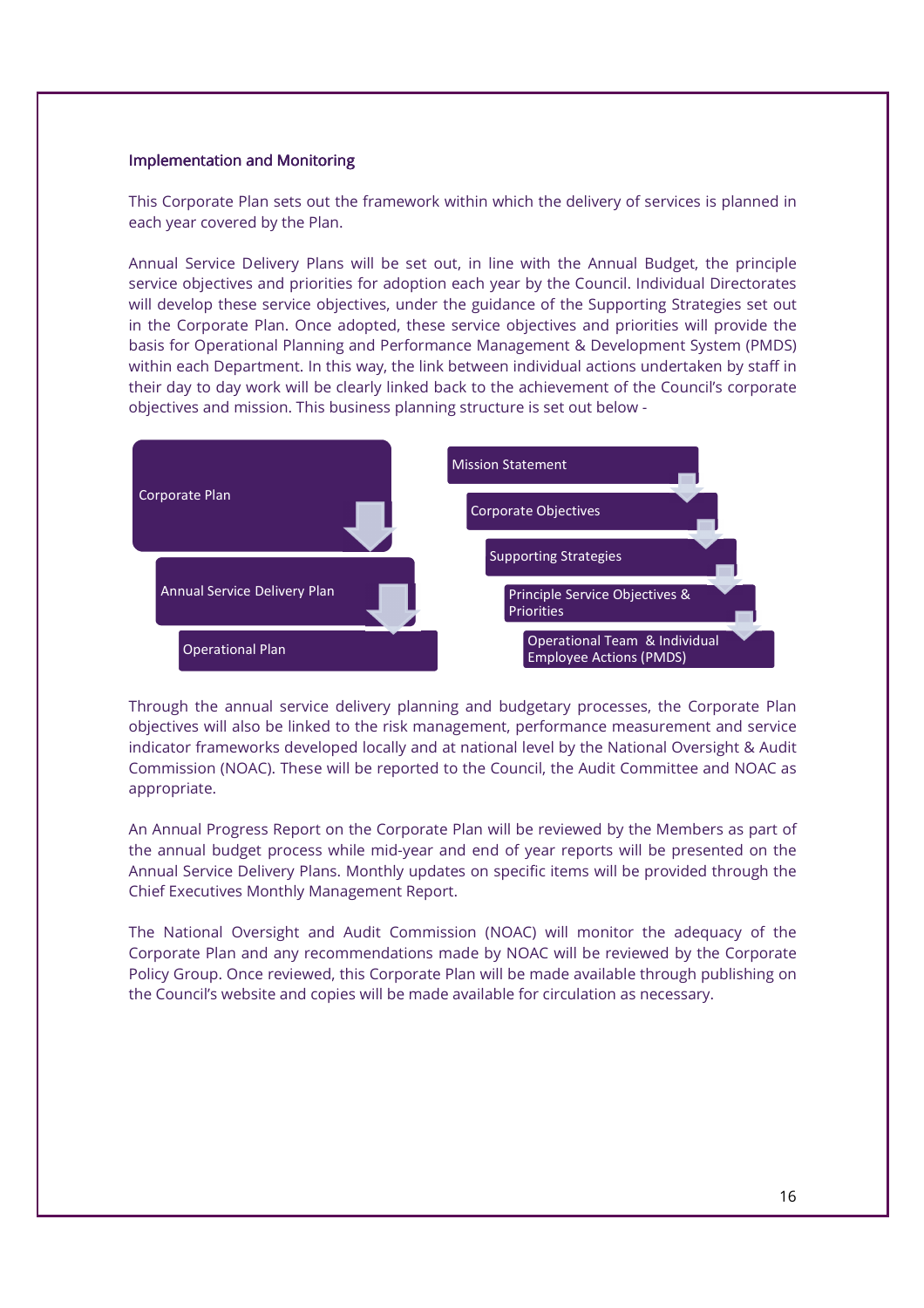## Implementation and Monitoring

This Corporate Plan sets out the framework within which the delivery of services is planned in each year covered by the Plan.

Annual Service Delivery Plans will be set out, in line with the Annual Budget, the principle service objectives and priorities for adoption each year by the Council. Individual Directorates will develop these service objectives, under the guidance of the Supporting Strategies set out in the Corporate Plan. Once adopted, these service objectives and priorities will provide the basis for Operational Planning and Performance Management & Development System (PMDS) within each Department. In this way, the link between individual actions undertaken by staff in their day to day work will be clearly linked back to the achievement of the Council's corporate objectives and mission. This business planning structure is set out below -

- Corporate Plan
  - Annual Service Delivery Plan
    - Operational Plan

- Mission Statement
  - Corporate Objectives
    - Supporting Strategies
      - Principle Service Objectives & Priorities
        - Operational Team & Individual Employee Actions (PMDS)

Through the annual service delivery planning and budgetary processes, the Corporate Plan objectives will also be linked to the risk management, performance measurement and service indicator frameworks developed locally and at national level by the National Oversight & Audit Commission (NOAC). These will be reported to the Council, the Audit Committee and NOAC as appropriate.

An Annual Progress Report on the Corporate Plan will be reviewed by the Members as part of the annual budget process while mid-year and end of year reports will be presented on the Annual Service Delivery Plans. Monthly updates on specific items will be provided through the Chief Executives Monthly Management Report.

The National Oversight and Audit Commission (NOAC) will monitor the adequacy of the Corporate Plan and any recommendations made by NOAC will be reviewed by the Corporate Policy Group. Once reviewed, this Corporate Plan will be made available through publishing on the Council's website and copies will be made available for circulation as necessary.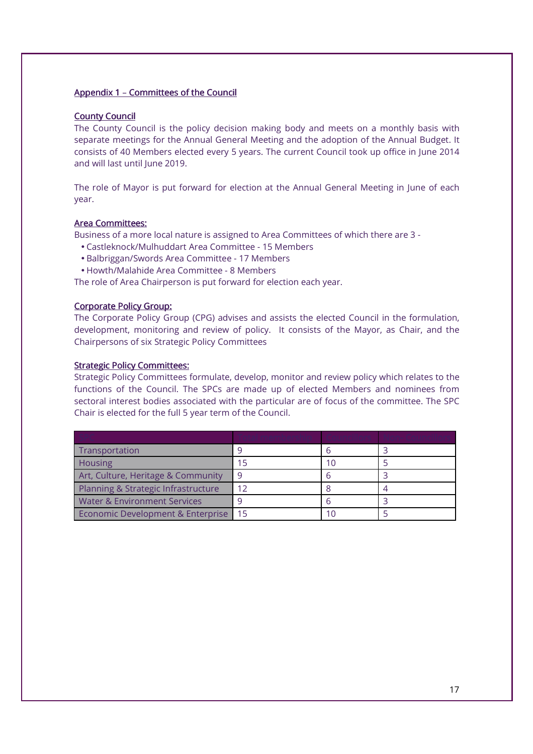## Appendix 1 – Committees of the Council

### County Council

The County Council is the policy decision making body and meets on a monthly basis with separate meetings for the Annual General Meeting and the adoption of the Annual Budget. It consists of 40 Members elected every 5 years. The current Council took up office in June 2014 and will last until June 2019.

The role of Mayor is put forward for election at the Annual General Meeting in June of each year.

### Area Committees:

Business of a more local nature is assigned to Area Committees of which there are 3 -

- Castleknock/Mulhuddart Area Committee - 15 Members
- Balbriggan/Swords Area Committee - 17 Members
- Howth/Malahide Area Committee - 8 Members

The role of Area Chairperson is put forward for election each year.

### Corporate Policy Group:

The Corporate Policy Group (CPG) advises and assists the elected Council in the formulation, development, monitoring and review of policy. It consists of the Mayor, as Chair, and the Chairpersons of six Strategic Policy Committees

### Strategic Policy Committees:

Strategic Policy Committees formulate, develop, monitor and review policy which relates to the functions of the Council. The SPCs are made up of elected Members and nominees from sectoral interest bodies associated with the particular are of focus of the committee. The SPC Chair is elected for the full 5 year term of the Council.

| SPC | Total Membership | Councillors | Sectoral Interests |
|---|---|---|---|
| Transportation | 9 | 6 | 3 |
| Housing | 15 | 10 | 5 |
| Art, Culture, Heritage & Community | 9 | 6 | 3 |
| Planning & Strategic Infrastructure | 12 | 8 | 4 |
| Water & Environment Services | 9 | 6 | 3 |
| Economic Development & Enterprise | 15 | 10 | 5 |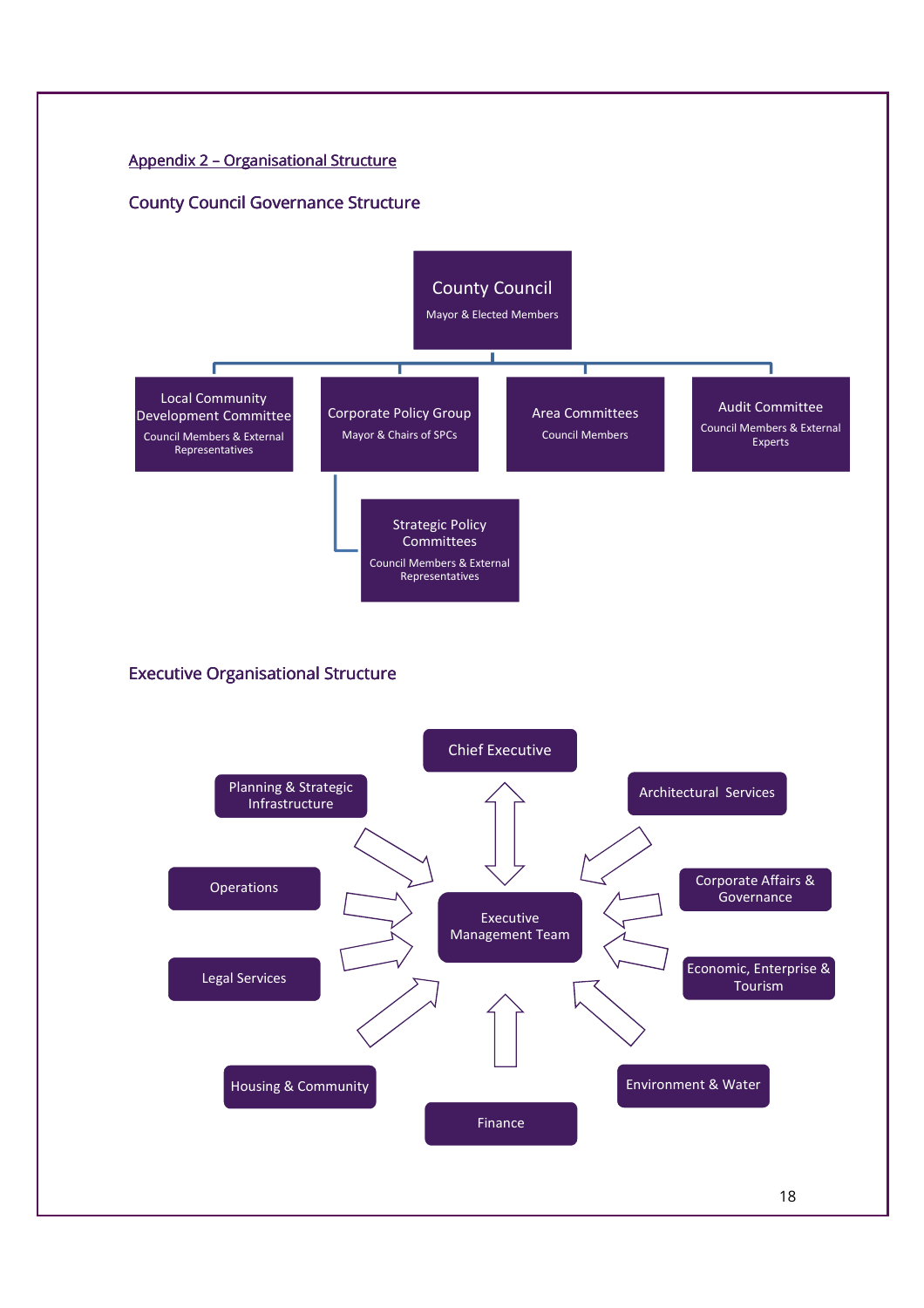## Appendix 2 – Organisational Structure

### County Council Governance Structure

**County Council**
Mayor & Elected Members

- **Local Community Development Committee** – Council Members & External Representatives
- **Corporate Policy Group** – Mayor & Chairs of SPCs
  - **Strategic Policy Committees** – Council Members & External Representatives
- **Area Committees** – Council Members
- **Audit Committee** – Council Members & External Experts

### Executive Organisational Structure

**Executive Management Team**

- Chief Executive
- Planning & Strategic Infrastructure
- Operations
- Legal Services
- Housing & Community
- Finance
- Environment & Water
- Economic, Enterprise & Tourism
- Corporate Affairs & Governance
- Architectural Services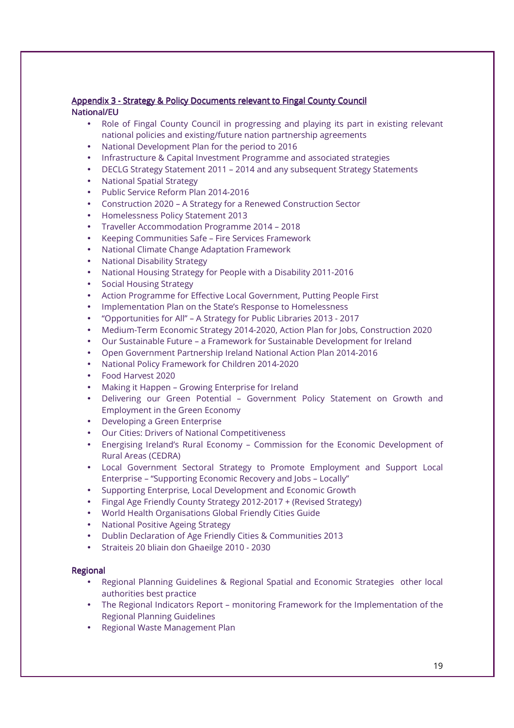## Appendix 3 - Strategy & Policy Documents relevant to Fingal County Council

### National/EU

- Role of Fingal County Council in progressing and playing its part in existing relevant national policies and existing/future nation partnership agreements
- National Development Plan for the period to 2016
- Infrastructure & Capital Investment Programme and associated strategies
- DECLG Strategy Statement 2011 – 2014 and any subsequent Strategy Statements
- National Spatial Strategy
- Public Service Reform Plan 2014-2016
- Construction 2020 – A Strategy for a Renewed Construction Sector
- Homelessness Policy Statement 2013
- Traveller Accommodation Programme 2014 – 2018
- Keeping Communities Safe – Fire Services Framework
- National Climate Change Adaptation Framework
- National Disability Strategy
- National Housing Strategy for People with a Disability 2011-2016
- Social Housing Strategy
- Action Programme for Effective Local Government, Putting People First
- Implementation Plan on the State's Response to Homelessness
- "Opportunities for All" – A Strategy for Public Libraries 2013 - 2017
- Medium-Term Economic Strategy 2014-2020, Action Plan for Jobs, Construction 2020
- Our Sustainable Future – a Framework for Sustainable Development for Ireland
- Open Government Partnership Ireland National Action Plan 2014-2016
- National Policy Framework for Children 2014-2020
- Food Harvest 2020
- Making it Happen – Growing Enterprise for Ireland
- Delivering our Green Potential – Government Policy Statement on Growth and Employment in the Green Economy
- Developing a Green Enterprise
- Our Cities: Drivers of National Competitiveness
- Energising Ireland's Rural Economy – Commission for the Economic Development of Rural Areas (CEDRA)
- Local Government Sectoral Strategy to Promote Employment and Support Local Enterprise – "Supporting Economic Recovery and Jobs – Locally"
- Supporting Enterprise, Local Development and Economic Growth
- Fingal Age Friendly County Strategy 2012-2017 + (Revised Strategy)
- World Health Organisations Global Friendly Cities Guide
- National Positive Ageing Strategy
- Dublin Declaration of Age Friendly Cities & Communities 2013
- Straiteis 20 bliain don Ghaeilge 2010 - 2030

### Regional

- Regional Planning Guidelines & Regional Spatial and Economic Strategies other local authorities best practice
- The Regional Indicators Report – monitoring Framework for the Implementation of the Regional Planning Guidelines
- Regional Waste Management Plan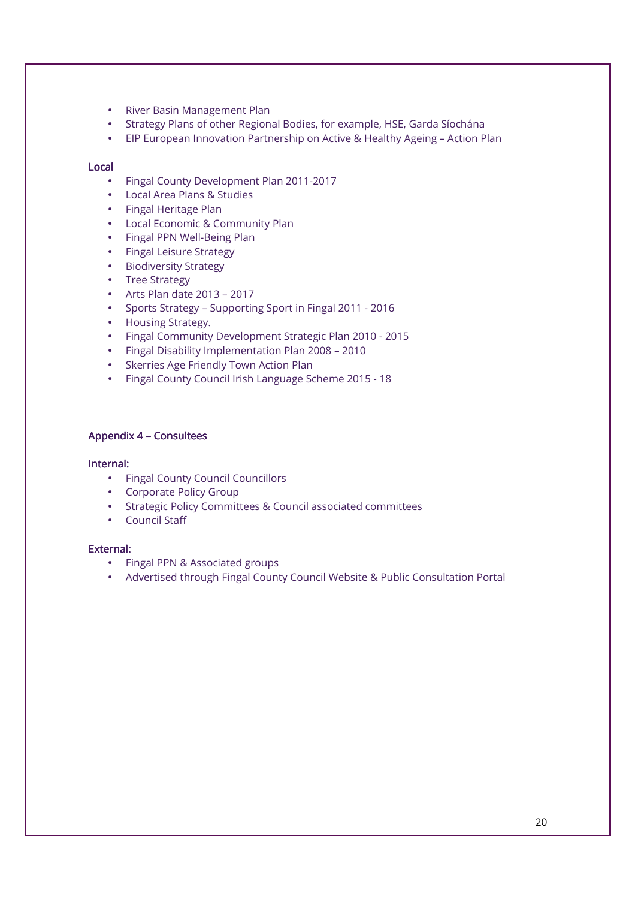- River Basin Management Plan
- Strategy Plans of other Regional Bodies, for example, HSE, Garda Síochána
- EIP European Innovation Partnership on Active & Healthy Ageing – Action Plan

### Local

- Fingal County Development Plan 2011-2017
- Local Area Plans & Studies
- Fingal Heritage Plan
- Local Economic & Community Plan
- Fingal PPN Well-Being Plan
- Fingal Leisure Strategy
- Biodiversity Strategy
- Tree Strategy
- Arts Plan date 2013 – 2017
- Sports Strategy – Supporting Sport in Fingal 2011 - 2016
- Housing Strategy.
- Fingal Community Development Strategic Plan 2010 - 2015
- Fingal Disability Implementation Plan 2008 – 2010
- Skerries Age Friendly Town Action Plan
- Fingal County Council Irish Language Scheme 2015 - 18

## Appendix 4 – Consultees

### Internal:

- Fingal County Council Councillors
- Corporate Policy Group
- Strategic Policy Committees & Council associated committees
- Council Staff

### External:

- Fingal PPN & Associated groups
- Advertised through Fingal County Council Website & Public Consultation Portal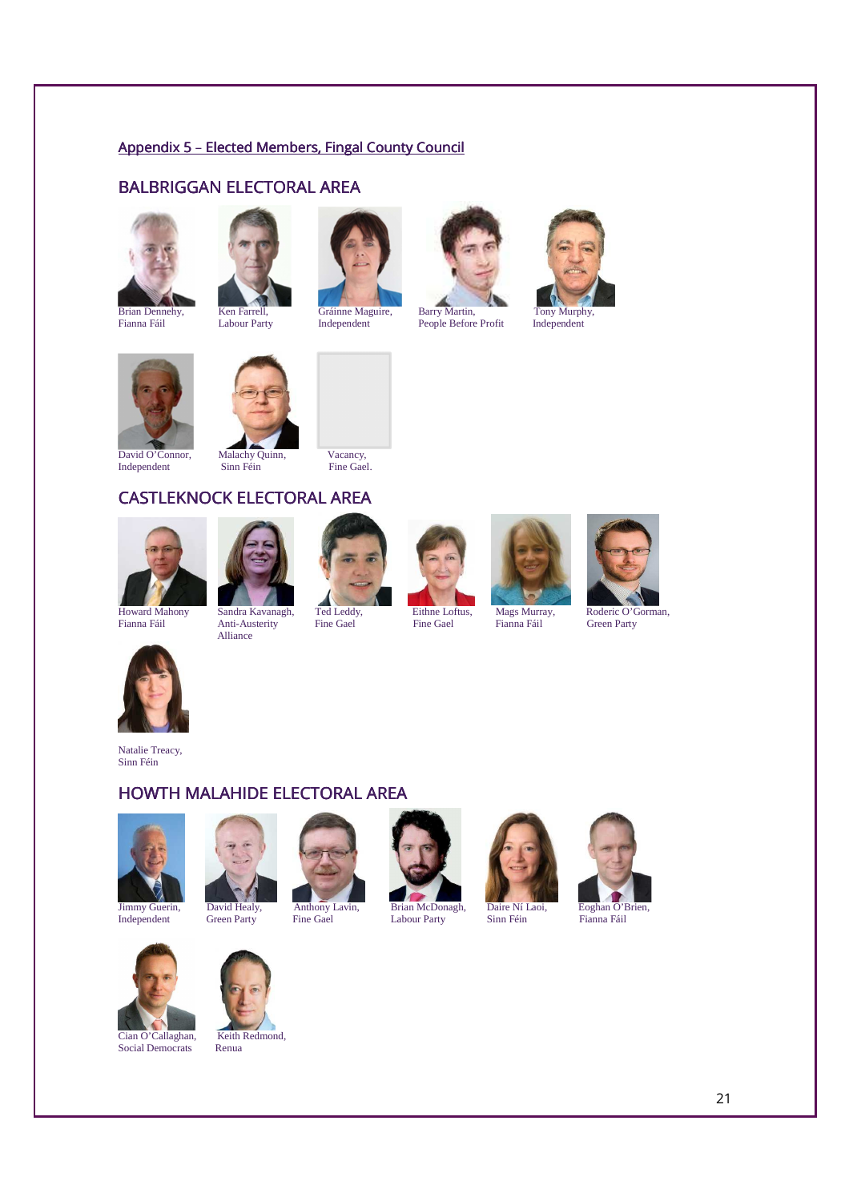## Appendix 5 – Elected Members, Fingal County Council

### BALBRIGGAN ELECTORAL AREA

Brian Dennehy, Fianna Fáil

Ken Farrell, Labour Party

Gráinne Maguire, Independent

Barry Martin, People Before Profit

Tony Murphy, Independent

David O'Connor, Independent

Malachy Quinn, Sinn Féin

Vacancy, Fine Gael.

### CASTLEKNOCK ELECTORAL AREA

Howard Mahony Fianna Fáil

Sandra Kavanagh, Anti-Austerity Alliance

Ted Leddy, Fine Gael

Eithne Loftus, Fine Gael

Mags Murray, Fianna Fáil

Roderic O'Gorman, Green Party

Natalie Treacy, Sinn Féin

### HOWTH MALAHIDE ELECTORAL AREA

Jimmy Guerin, Independent

David Healy, Green Party

Anthony Lavin, Fine Gael

Brian McDonagh, Labour Party

Daire Ní Laoi, Sinn Féin

Eoghan O'Brien, Fianna Fáil

Cian O'Callaghan, Social Democrats

Keith Redmond, Renua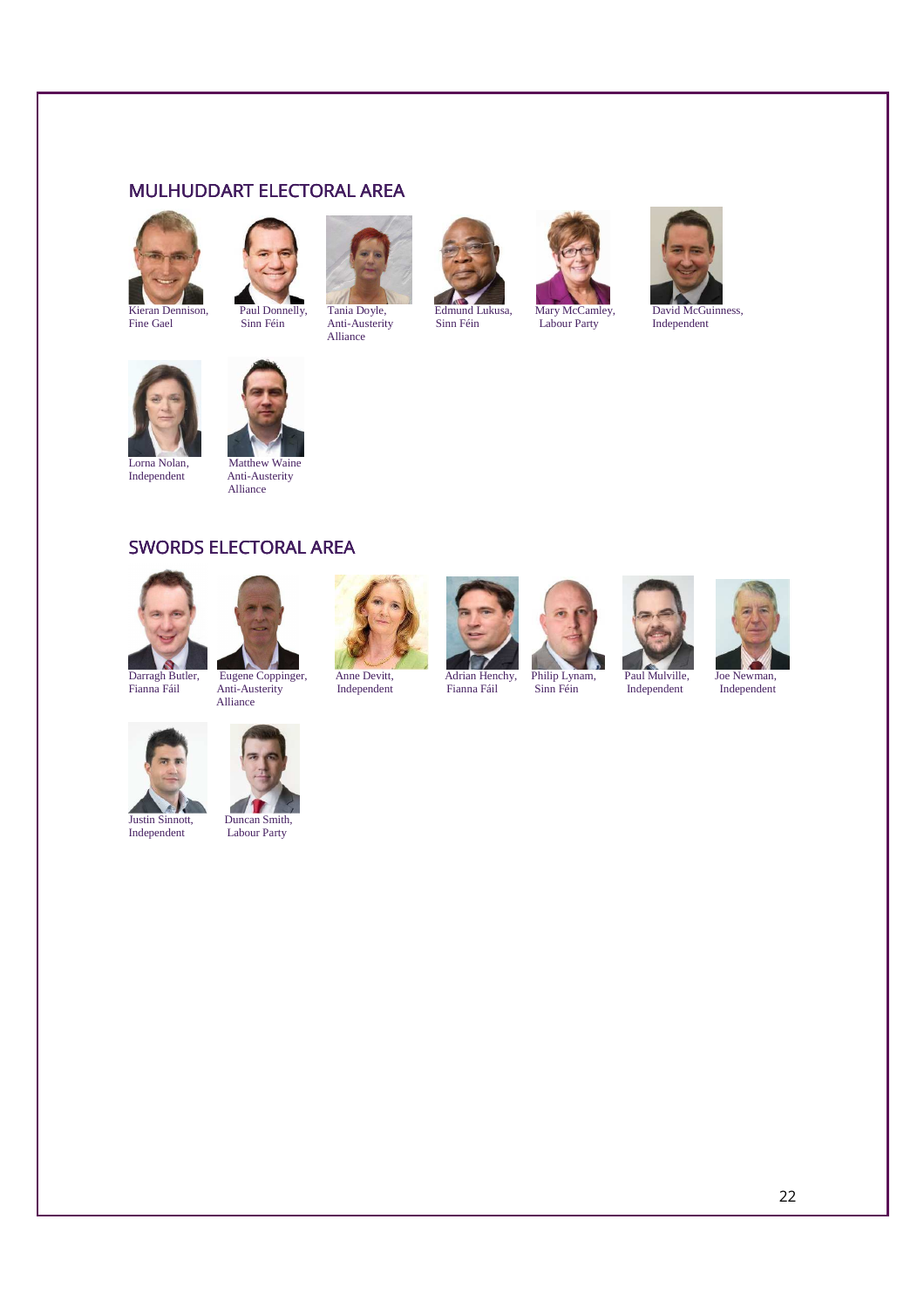## MULHUDDART ELECTORAL AREA

Kieran Dennison, Fine Gael

Paul Donnelly, Sinn Féin

Tania Doyle, Anti-Austerity Alliance

Edmund Lukusa, Sinn Féin

Mary McCamley, Labour Party

David McGuinness, Independent

Lorna Nolan, Independent

Matthew Waine Anti-Austerity Alliance

## SWORDS ELECTORAL AREA

Darragh Butler, Fianna Fáil

Eugene Coppinger, Anti-Austerity Alliance

Anne Devitt, Independent

Adrian Henchy, Fianna Fáil

Philip Lynam, Sinn Féin

Paul Mulville, Independent

Joe Newman, Independent

Justin Sinnott, Independent

Duncan Smith, Labour Party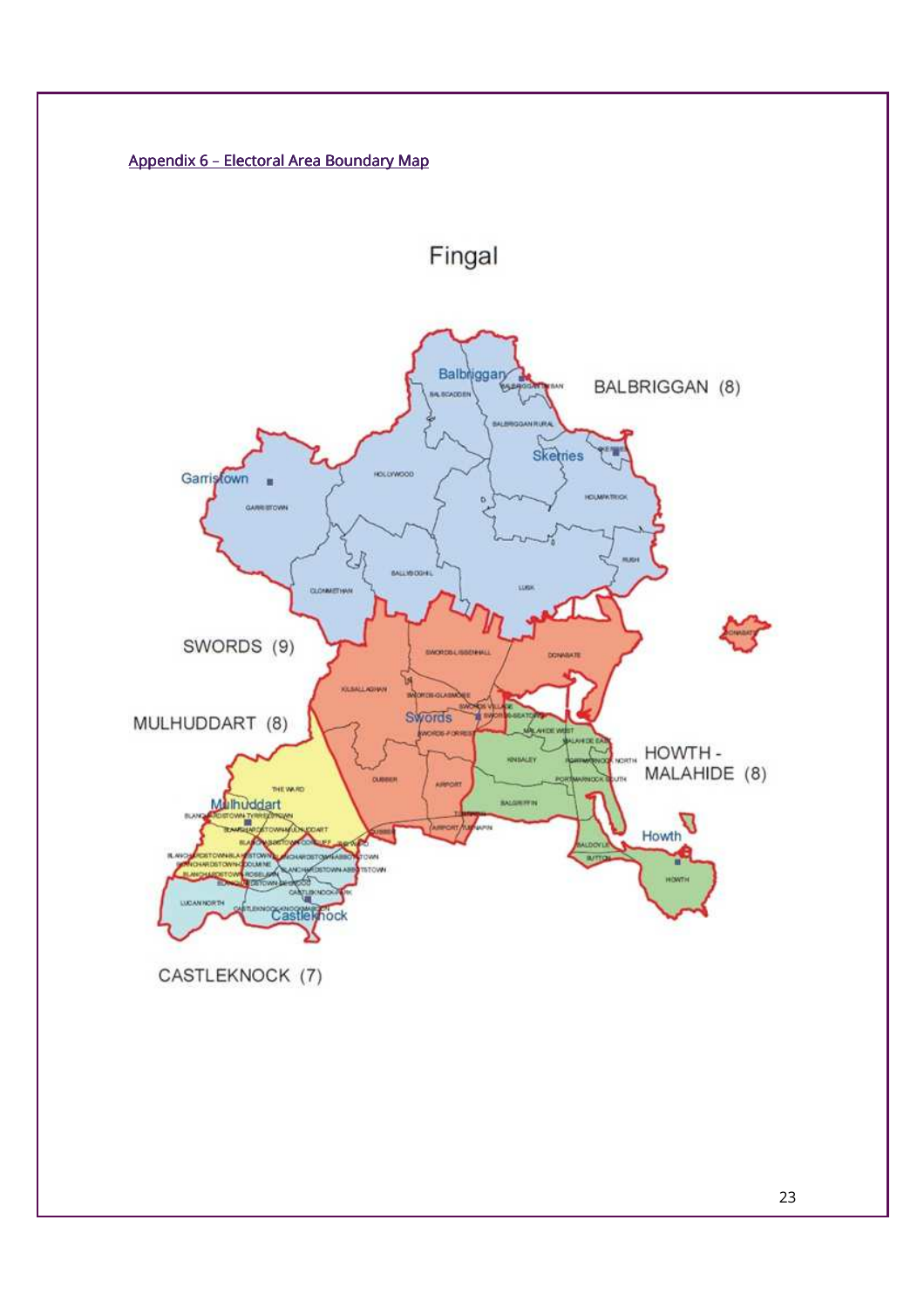## Appendix 6 – Electoral Area Boundary Map

Fingal

BALBRIGGAN (8)

SWORDS (9)

MULHUDDART (8)

HOWTH - MALAHIDE (8)

CASTLEKNOCK (7)

Balbriggan

Skerries

Garristown

Swords

Mulhuddart

Castleknock

Howth